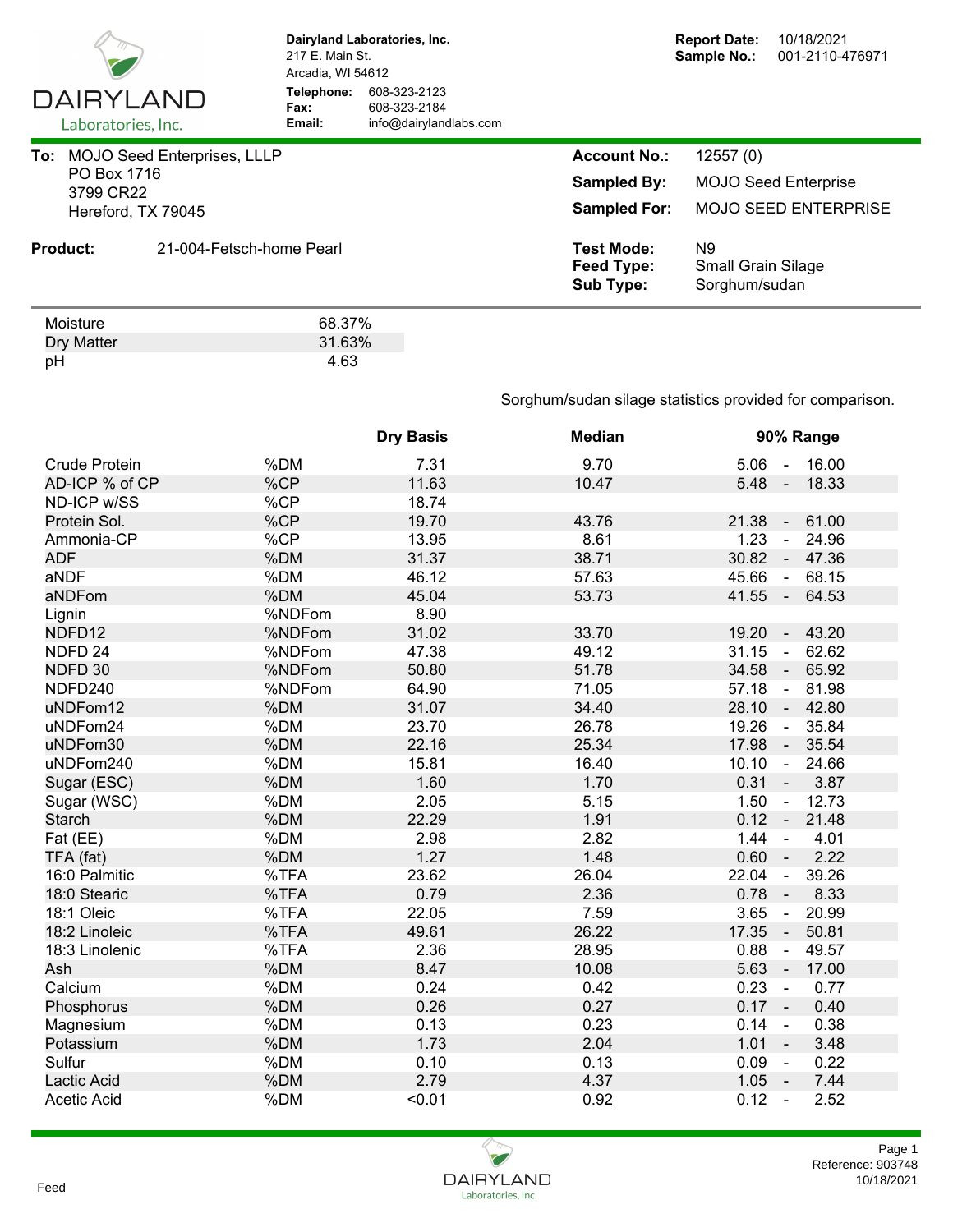**Dairyland Laboratories, Inc.**
217 E. Main St.
Arcadia, WI 54612
**Telephone:** 608-323-2123
**Fax:** 608-323-2184
**Email:** info@dairylandlabs.com

**Report Date:** 10/18/2021
**Sample No.:** 001-2110-476971

**To:** MOJO Seed Enterprises, LLLP
PO Box 1716
3799 CR22
Hereford, TX 79045

**Account No.:** 12557 (0)
**Sampled By:** MOJO Seed Enterprise
**Sampled For:** MOJO SEED ENTERPRISE

**Product:** 21-004-Fetsch-home Pearl

**Test Mode:** N9
**Feed Type:** Small Grain Silage
**Sub Type:** Sorghum/sudan

| | |
|---|---|
| Moisture | 68.37% |
| Dry Matter | 31.63% |
| pH | 4.63 |

Sorghum/sudan silage statistics provided for comparison.

| | | Dry Basis | Median | 90% Range |
|---|---|---|---|---|
| Crude Protein | %DM | 7.31 | 9.70 | 5.06 - 16.00 |
| AD-ICP % of CP | %CP | 11.63 | 10.47 | 5.48 - 18.33 |
| ND-ICP w/SS | %CP | 18.74 | | |
| Protein Sol. | %CP | 19.70 | 43.76 | 21.38 - 61.00 |
| Ammonia-CP | %CP | 13.95 | 8.61 | 1.23 - 24.96 |
| ADF | %DM | 31.37 | 38.71 | 30.82 - 47.36 |
| aNDF | %DM | 46.12 | 57.63 | 45.66 - 68.15 |
| aNDFom | %DM | 45.04 | 53.73 | 41.55 - 64.53 |
| Lignin | %NDFom | 8.90 | | |
| NDFD12 | %NDFom | 31.02 | 33.70 | 19.20 - 43.20 |
| NDFD 24 | %NDFom | 47.38 | 49.12 | 31.15 - 62.62 |
| NDFD 30 | %NDFom | 50.80 | 51.78 | 34.58 - 65.92 |
| NDFD240 | %NDFom | 64.90 | 71.05 | 57.18 - 81.98 |
| uNDFom12 | %DM | 31.07 | 34.40 | 28.10 - 42.80 |
| uNDFom24 | %DM | 23.70 | 26.78 | 19.26 - 35.84 |
| uNDFom30 | %DM | 22.16 | 25.34 | 17.98 - 35.54 |
| uNDFom240 | %DM | 15.81 | 16.40 | 10.10 - 24.66 |
| Sugar (ESC) | %DM | 1.60 | 1.70 | 0.31 - 3.87 |
| Sugar (WSC) | %DM | 2.05 | 5.15 | 1.50 - 12.73 |
| Starch | %DM | 22.29 | 1.91 | 0.12 - 21.48 |
| Fat (EE) | %DM | 2.98 | 2.82 | 1.44 - 4.01 |
| TFA (fat) | %DM | 1.27 | 1.48 | 0.60 - 2.22 |
| 16:0 Palmitic | %TFA | 23.62 | 26.04 | 22.04 - 39.26 |
| 18:0 Stearic | %TFA | 0.79 | 2.36 | 0.78 - 8.33 |
| 18:1 Oleic | %TFA | 22.05 | 7.59 | 3.65 - 20.99 |
| 18:2 Linoleic | %TFA | 49.61 | 26.22 | 17.35 - 50.81 |
| 18:3 Linolenic | %TFA | 2.36 | 28.95 | 0.88 - 49.57 |
| Ash | %DM | 8.47 | 10.08 | 5.63 - 17.00 |
| Calcium | %DM | 0.24 | 0.42 | 0.23 - 0.77 |
| Phosphorus | %DM | 0.26 | 0.27 | 0.17 - 0.40 |
| Magnesium | %DM | 0.13 | 0.23 | 0.14 - 0.38 |
| Potassium | %DM | 1.73 | 2.04 | 1.01 - 3.48 |
| Sulfur | %DM | 0.10 | 0.13 | 0.09 - 0.22 |
| Lactic Acid | %DM | 2.79 | 4.37 | 1.05 - 7.44 |
| Acetic Acid | %DM | <0.01 | 0.92 | 0.12 - 2.52 |

Feed

Reference: 903748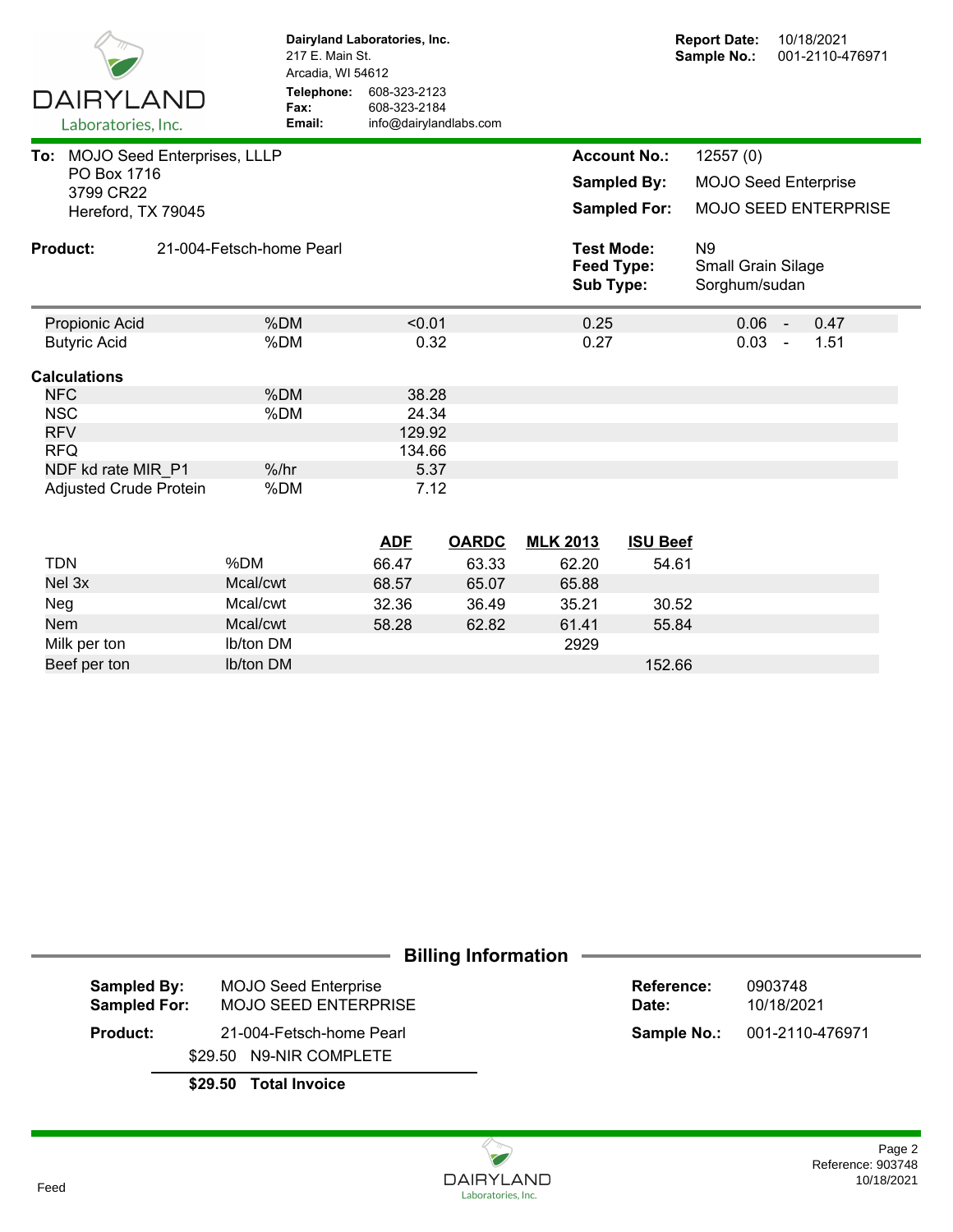**Dairyland Laboratories, Inc.**
217 E. Main St.
Arcadia, WI 54612
**Telephone:** 608-323-2123
**Fax:** 608-323-2184
**Email:** info@dairylandlabs.com

**Report Date:** 10/18/2021
**Sample No.:** 001-2110-476971

**To:** MOJO Seed Enterprises, LLLP
PO Box 1716
3799 CR22
Hereford, TX 79045

**Account No.:** 12557 (0)
**Sampled By:** MOJO Seed Enterprise
**Sampled For:** MOJO SEED ENTERPRISE

**Product:** 21-004-Fetsch-home Pearl

**Test Mode:** N9
**Feed Type:** Small Grain Silage
**Sub Type:** Sorghum/sudan

| | | | | |
|---|---|---|---|---|
| Propionic Acid | %DM | <0.01 | 0.25 | 0.06 - 0.47 |
| Butyric Acid | %DM | 0.32 | 0.27 | 0.03 - 1.51 |

**Calculations**

| | | |
|---|---|---|
| NFC | %DM | 38.28 |
| NSC | %DM | 24.34 |
| RFV | | 129.92 |
| RFQ | | 134.66 |
| NDF kd rate MIR_P1 | %/hr | 5.37 |
| Adjusted Crude Protein | %DM | 7.12 |

| | | ADF | OARDC | MLK 2013 | ISU Beef |
|---|---|---|---|---|---|
| TDN | %DM | 66.47 | 63.33 | 62.20 | 54.61 |
| Nel 3x | Mcal/cwt | 68.57 | 65.07 | 65.88 | |
| Neg | Mcal/cwt | 32.36 | 36.49 | 35.21 | 30.52 |
| Nem | Mcal/cwt | 58.28 | 62.82 | 61.41 | 55.84 |
| Milk per ton | lb/ton DM | | | 2929 | |
| Beef per ton | lb/ton DM | | | | 152.66 |

## Billing Information

**Sampled By:** MOJO Seed Enterprise
**Sampled For:** MOJO SEED ENTERPRISE
**Product:** 21-004-Fetsch-home Pearl

**Reference:** 0903748
**Date:** 10/18/2021
**Sample No.:** 001-2110-476971

$29.50 N9-NIR COMPLETE

**$29.50 Total Invoice**

Feed